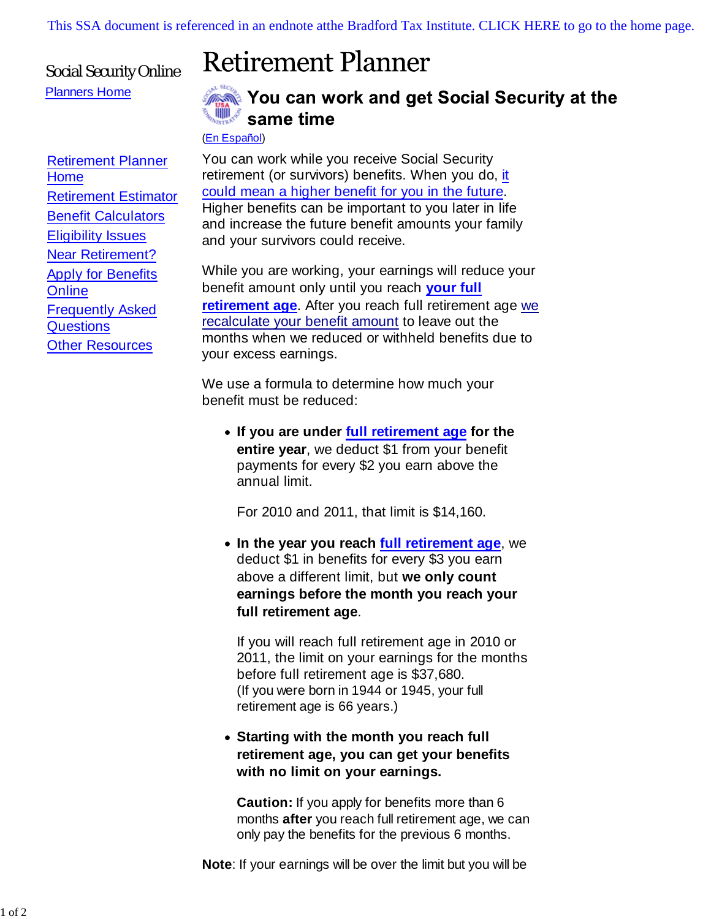This SSA document is referenced in an endnote atthe Bradford Tax Institute. CLICK HERE to go to the home page.

Social Security Online

Planners Home

- Retirement Planner Home
- Retirement Estimator
- Benefit Calculators
- Eligibility Issues
- Near Retirement?
- Apply for Benefits Online
- Frequently Asked Questions
- Other Resources

# Retirement Planner

## You can work and get Social Security at the same time

(En Español)

You can work while you receive Social Security retirement (or survivors) benefits. When you do, it could mean a higher benefit for you in the future. Higher benefits can be important to you later in life and increase the future benefit amounts your family and your survivors could receive.

While you are working, your earnings will reduce your benefit amount only until you reach **your full retirement age**. After you reach full retirement age we recalculate your benefit amount to leave out the months when we reduced or withheld benefits due to your excess earnings.

We use a formula to determine how much your benefit must be reduced:

- **If you are under full retirement age for the entire year**, we deduct $1 from your benefit payments for every $2 you earn above the annual limit.

  For 2010 and 2011, that limit is $14,160.

- **In the year you reach full retirement age**, we deduct $1 in benefits for every $3 you earn above a different limit, but **we only count earnings before the month you reach your full retirement age**.

  If you will reach full retirement age in 2010 or 2011, the limit on your earnings for the months before full retirement age is $37,680.
  (If you were born in 1944 or 1945, your full retirement age is 66 years.)

- **Starting with the month you reach full retirement age, you can get your benefits with no limit on your earnings.**

  **Caution:** If you apply for benefits more than 6 months **after** you reach full retirement age, we can only pay the benefits for the previous 6 months.

**Note**: If your earnings will be over the limit but you will be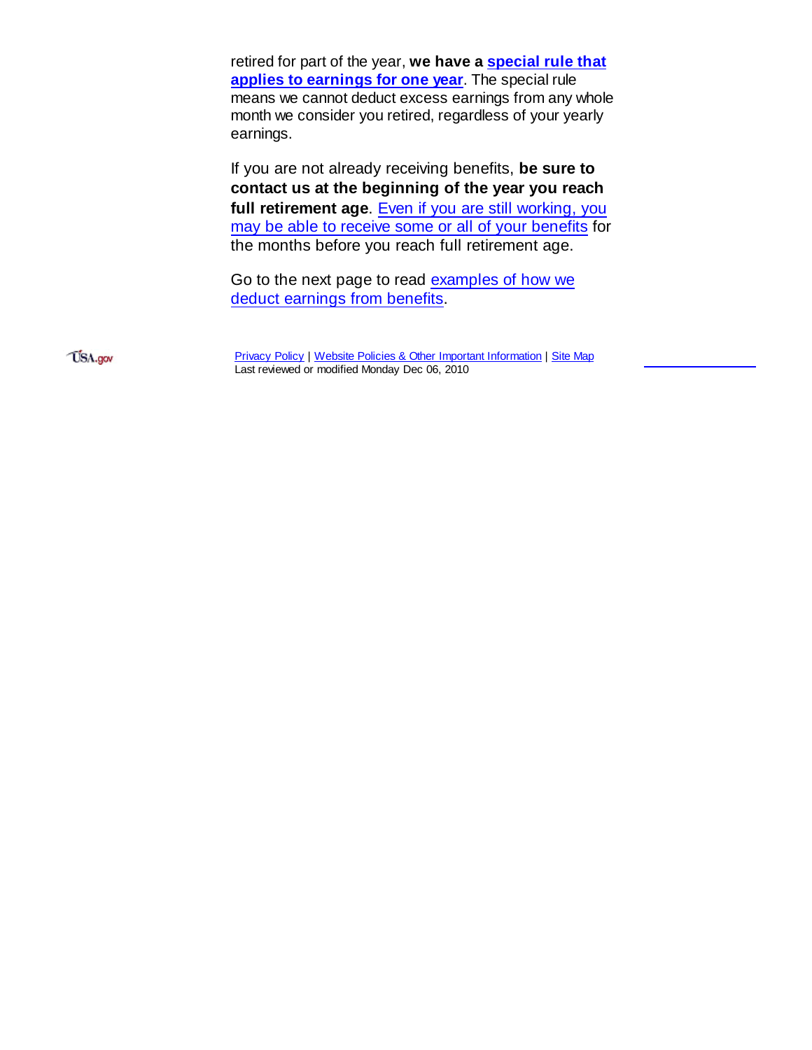retired for part of the year, **we have a special rule that applies to earnings for one year**. The special rule means we cannot deduct excess earnings from any whole month we consider you retired, regardless of your yearly earnings.

If you are not already receiving benefits, **be sure to contact us at the beginning of the year you reach full retirement age**. Even if you are still working, you may be able to receive some or all of your benefits for the months before you reach full retirement age.

Go to the next page to read examples of how we deduct earnings from benefits.

Privacy Policy | Website Policies & Other Important Information | Site Map
Last reviewed or modified Monday Dec 06, 2010